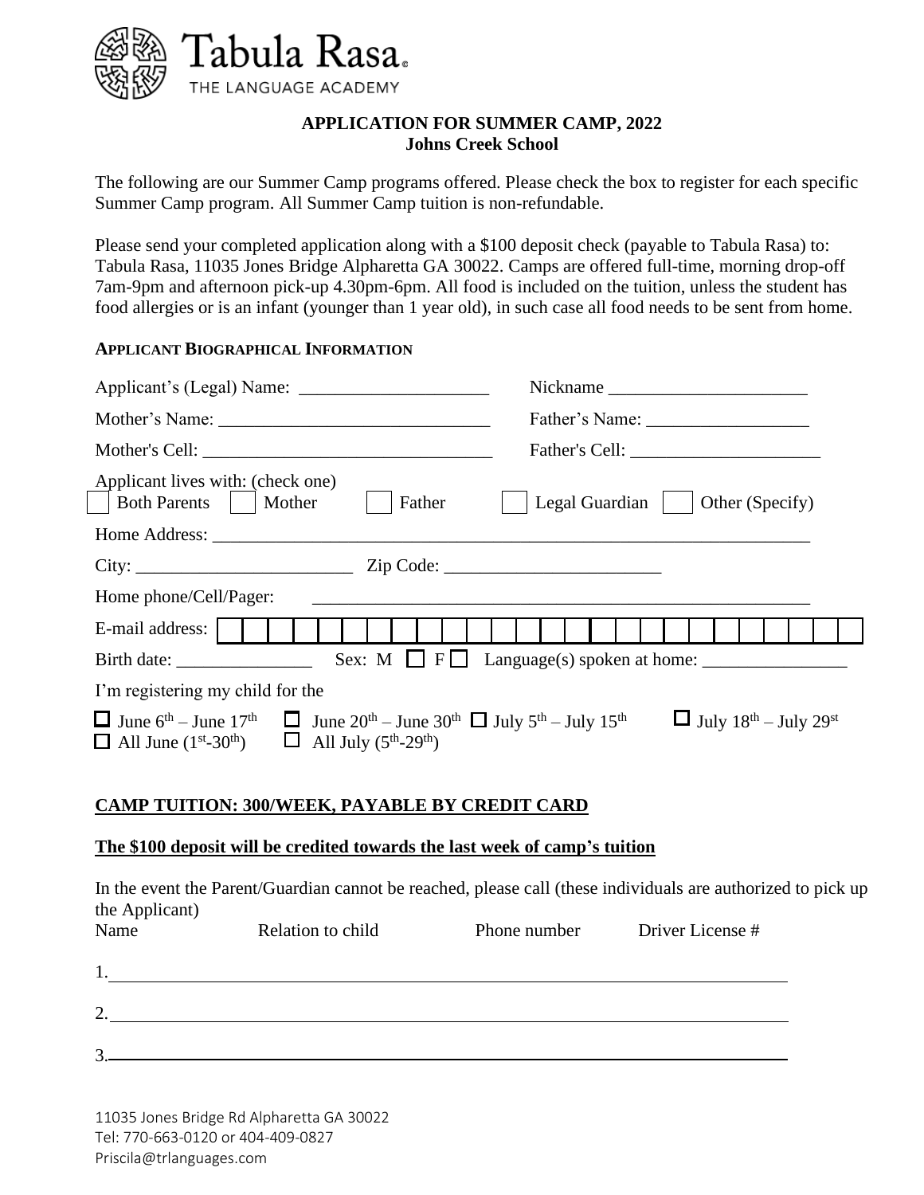Tabula Rasa THE LANGUAGE ACADEMY

**APPLICATION FOR SUMMER CAMP, 2022**
**Johns Creek School**

The following are our Summer Camp programs offered. Please check the box to register for each specific Summer Camp program. All Summer Camp tuition is non-refundable.

Please send your completed application along with a $100 deposit check (payable to Tabula Rasa) to: Tabula Rasa, 11035 Jones Bridge Alpharetta GA 30022. Camps are offered full-time, morning drop-off 7am-9pm and afternoon pick-up 4.30pm-6pm. All food is included on the tuition, unless the student has food allergies or is an infant (younger than 1 year old), in such case all food needs to be sent from home.

**APPLICANT BIOGRAPHICAL INFORMATION**

Applicant's (Legal) Name: _____________________ Nickname ______________________

Mother's Name: ______________________________ Father's Name: __________________

Mother's Cell: ________________________________ Father's Cell: _____________________

Applicant lives with: (check one)
☐ Both Parents ☐ Mother ☐ Father ☐ Legal Guardian ☐ Other (Specify)

Home Address: _________________________________________________________________

City: ________________________ Zip Code: ________________________

Home phone/Cell/Pager: ________________________________________________________

E-mail address: ☐☐☐☐☐☐☐☐☐☐☐☐☐☐☐☐☐☐☐☐☐☐☐☐☐☐

Birth date: _______________ Sex: M ☐ F ☐ Language(s) spoken at home: ________________

I'm registering my child for the

☐ June 6th – June 17th ☐ June 20th – June 30th ☐ July 5th – July 15th ☐ July 18th – July 29st
☐ All June (1st-30th) ☐ All July (5th-29th)

**CAMP TUITION: 300/WEEK, PAYABLE BY CREDIT CARD**

**The $100 deposit will be credited towards the last week of camp's tuition**

In the event the Parent/Guardian cannot be reached, please call (these individuals are authorized to pick up the Applicant)

| Name | Relation to child | Phone number | Driver License # |
| --- | --- | --- | --- |
| 1. | | | |
| 2. | | | |
| 3. | | | |

11035 Jones Bridge Rd Alpharetta GA 30022
Tel: 770-663-0120 or 404-409-0827
Priscila@trlanguages.com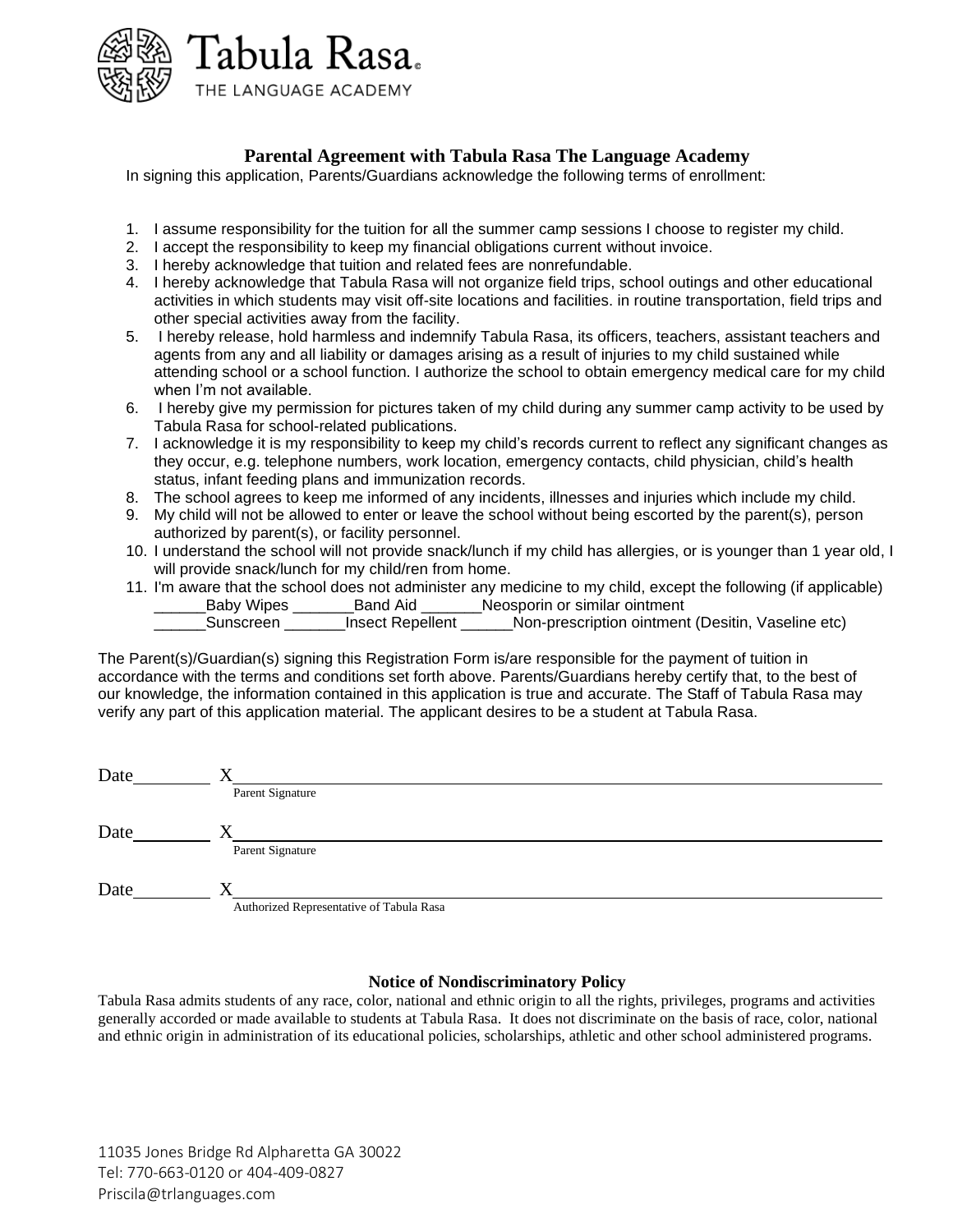Tabula Rasa

THE LANGUAGE ACADEMY

## Parental Agreement with Tabula Rasa The Language Academy

In signing this application, Parents/Guardians acknowledge the following terms of enrollment:

1. I assume responsibility for the tuition for all the summer camp sessions I choose to register my child.
2. I accept the responsibility to keep my financial obligations current without invoice.
3. I hereby acknowledge that tuition and related fees are nonrefundable.
4. I hereby acknowledge that Tabula Rasa will not organize field trips, school outings and other educational activities in which students may visit off-site locations and facilities. in routine transportation, field trips and other special activities away from the facility.
5. I hereby release, hold harmless and indemnify Tabula Rasa, its officers, teachers, assistant teachers and agents from any and all liability or damages arising as a result of injuries to my child sustained while attending school or a school function. I authorize the school to obtain emergency medical care for my child when I'm not available.
6. I hereby give my permission for pictures taken of my child during any summer camp activity to be used by Tabula Rasa for school-related publications.
7. I acknowledge it is my responsibility to keep my child's records current to reflect any significant changes as they occur, e.g. telephone numbers, work location, emergency contacts, child physician, child's health status, infant feeding plans and immunization records.
8. The school agrees to keep me informed of any incidents, illnesses and injuries which include my child.
9. My child will not be allowed to enter or leave the school without being escorted by the parent(s), person authorized by parent(s), or facility personnel.
10. I understand the school will not provide snack/lunch if my child has allergies, or is younger than 1 year old, I will provide snack/lunch for my child/ren from home.
11. I'm aware that the school does not administer any medicine to my child, except the following (if applicable)
    ______Baby Wipes _______Band Aid _______Neosporin or similar ointment
    ______Sunscreen _______Insect Repellent ______Non-prescription ointment (Desitin, Vaseline etc)

The Parent(s)/Guardian(s) signing this Registration Form is/are responsible for the payment of tuition in accordance with the terms and conditions set forth above. Parents/Guardians hereby certify that, to the best of our knowledge, the information contained in this application is true and accurate. The Staff of Tabula Rasa may verify any part of this application material. The applicant desires to be a student at Tabula Rasa.

Date________ X______________________________________________
Parent Signature

Date________ X______________________________________________
Parent Signature

Date________ X______________________________________________
Authorized Representative of Tabula Rasa

### Notice of Nondiscriminatory Policy

Tabula Rasa admits students of any race, color, national and ethnic origin to all the rights, privileges, programs and activities generally accorded or made available to students at Tabula Rasa. It does not discriminate on the basis of race, color, national and ethnic origin in administration of its educational policies, scholarships, athletic and other school administered programs.

11035 Jones Bridge Rd Alpharetta GA 30022
Tel: 770-663-0120 or 404-409-0827
Priscila@trlanguages.com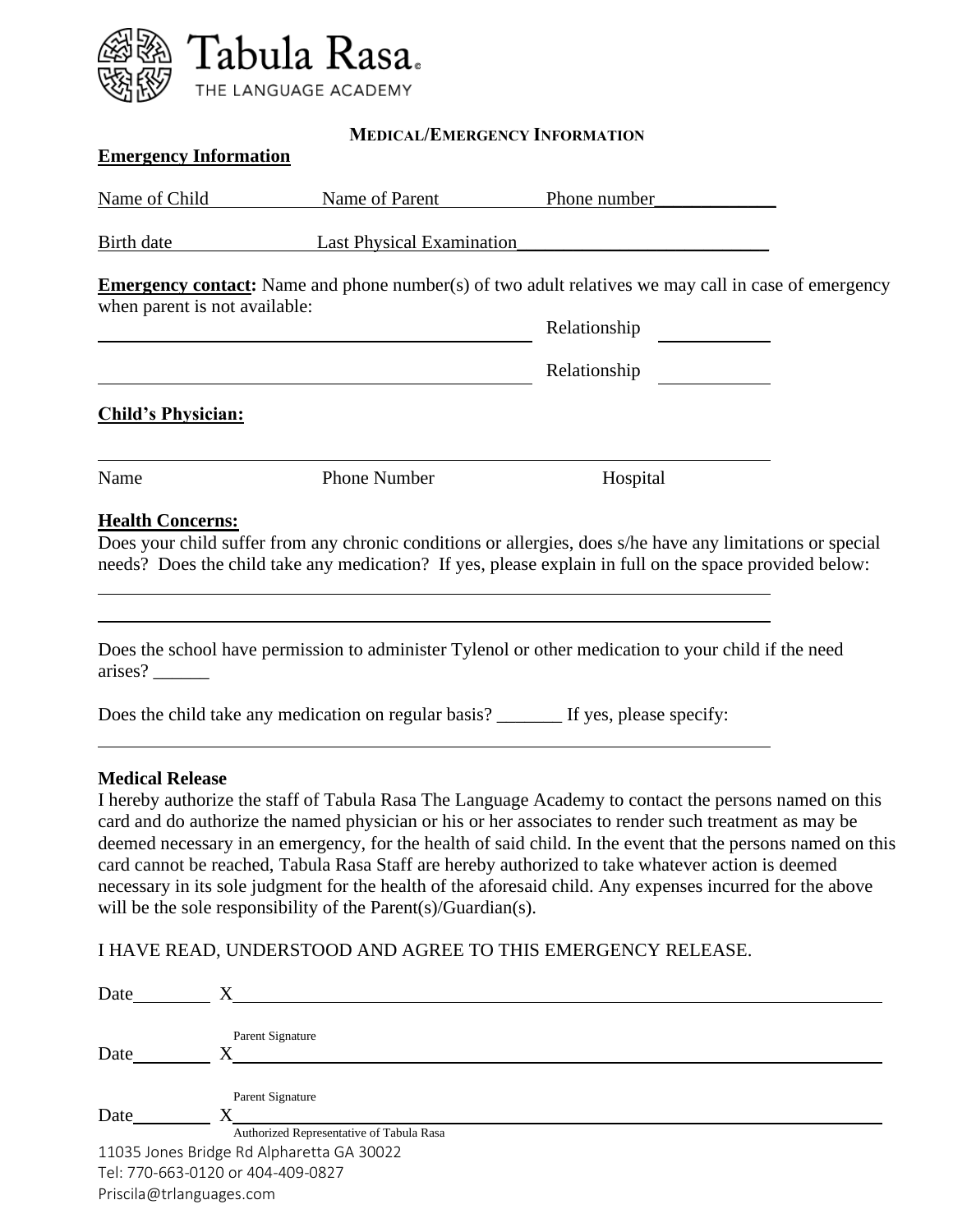Tabula Rasa

THE LANGUAGE ACADEMY

## MEDICAL/EMERGENCY INFORMATION

**Emergency Information**

Name of Child Name of Parent Phone number_____________

Birth date Last Physical Examination___________________________

**Emergency contact:** Name and phone number(s) of two adult relatives we may call in case of emergency when parent is not available:

_______________________________________________ Relationship ___________

_______________________________________________ Relationship ___________

**Child's Physician:**

_____________________________________________________________________

Name Phone Number Hospital

**Health Concerns:**

Does your child suffer from any chronic conditions or allergies, does s/he have any limitations or special needs? Does the child take any medication? If yes, please explain in full on the space provided below:

_____________________________________________________________________

_____________________________________________________________________

Does the school have permission to administer Tylenol or other medication to your child if the need arises? ______

Does the child take any medication on regular basis? _______ If yes, please specify:

_____________________________________________________________________

**Medical Release**

I hereby authorize the staff of Tabula Rasa The Language Academy to contact the persons named on this card and do authorize the named physician or his or her associates to render such treatment as may be deemed necessary in an emergency, for the health of said child. In the event that the persons named on this card cannot be reached, Tabula Rasa Staff are hereby authorized to take whatever action is deemed necessary in its sole judgment for the health of the aforesaid child. Any expenses incurred for the above will be the sole responsibility of the Parent(s)/Guardian(s).

I HAVE READ, UNDERSTOOD AND AGREE TO THIS EMERGENCY RELEASE.

Date________ X_____________________________________________________________

Parent Signature

Date________ X_____________________________________________________________

Parent Signature

Date________ X_____________________________________________________________

Authorized Representative of Tabula Rasa

11035 Jones Bridge Rd Alpharetta GA 30022

Tel: 770-663-0120 or 404-409-0827

Priscila@trlanguages.com